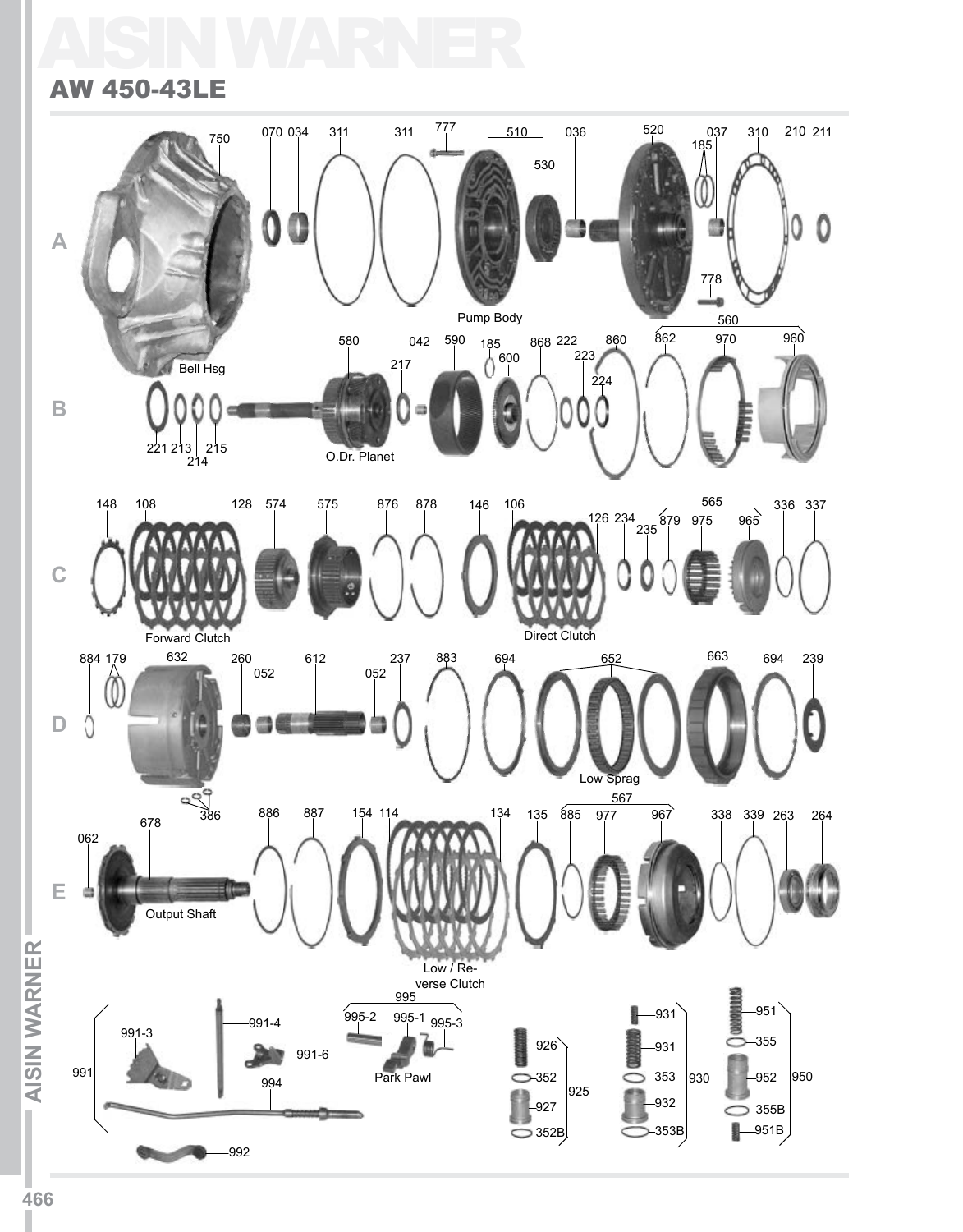# AISIN WARNER

## AW 450-43LE

A

750 070 034 311 311 777 510 036 520 037 310 210 211

530

185

778

Bell Hsg

Pump Body

B

580 042 590 185 868 222 860 862 970 960

217 600 223 560

224

221 213 215

214

O.Dr. Planet

C

148 108 128 574 575 876 878 146 106 565 336 337

126 234 879 975 965

235

Forward Clutch

Direct Clutch

D

884 179 632 260 612 237 883 694 652 663 694 239

052 052

386

Low Sprag

E

062 678 886 887 154 114 134 135 885 977 967 338 339 263 264

567

Output Shaft

Low / Reverse Clutch

995

995-2 995-1 995-3

991-3 991-4

991-6

991

994

992

Park Pawl

926

352

927

352B

925

931

931

353

932

353B

930

951

355

952

355B

951B

950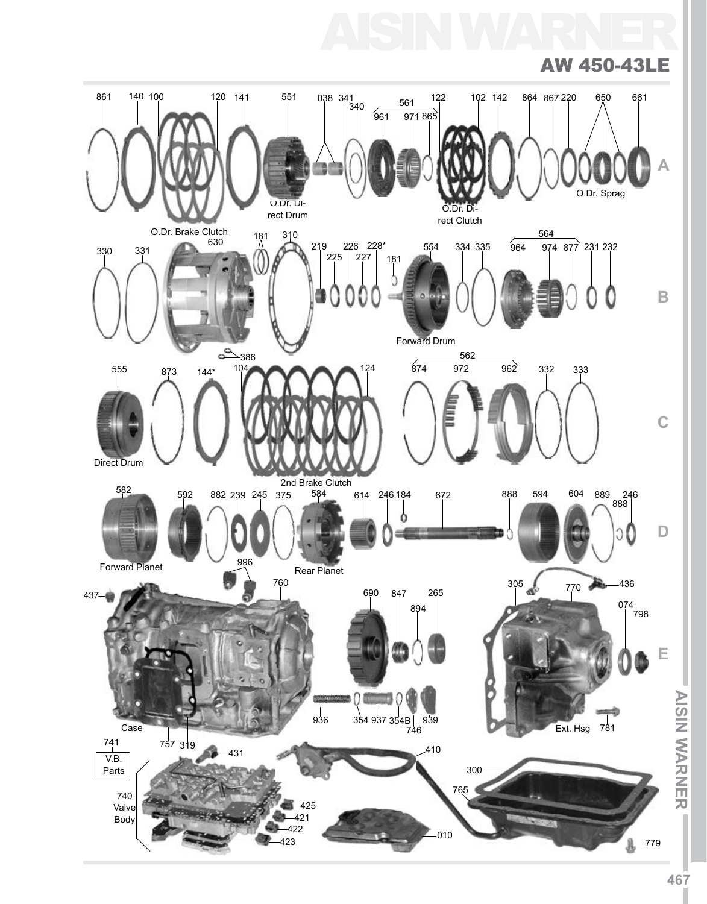# AW 450-43LE

A

861
140
100
120
141
551
O.Dr. Direct Drum
038
341
340
561
961
971
865
122
102
O.Dr. Direct Clutch
142
864
867
220
650
O.Dr. Sprag
661

B

O.Dr. Brake Clutch
330
331
630
181
310
219
225
226
227
228*
181
554
Forward Drum
334
335
564
964
974
877
231
232

C

386
555
Direct Drum
873
144*
104
124
2nd Brake Clutch
562
874
972
962
332
333

D

582
Forward Planet
592
882
239
245
375
584
Rear Planet
614
246
184
672
888
594
604
889
888
246

E

437
996
760
Case
757
319
690
847
894
265
936
354
937
354B
746
939
305
770
436
074
798
Ext. Hsg
781

741
V.B. Parts
740
Valve Body
431
425
421
422
423
410
010
300
765
779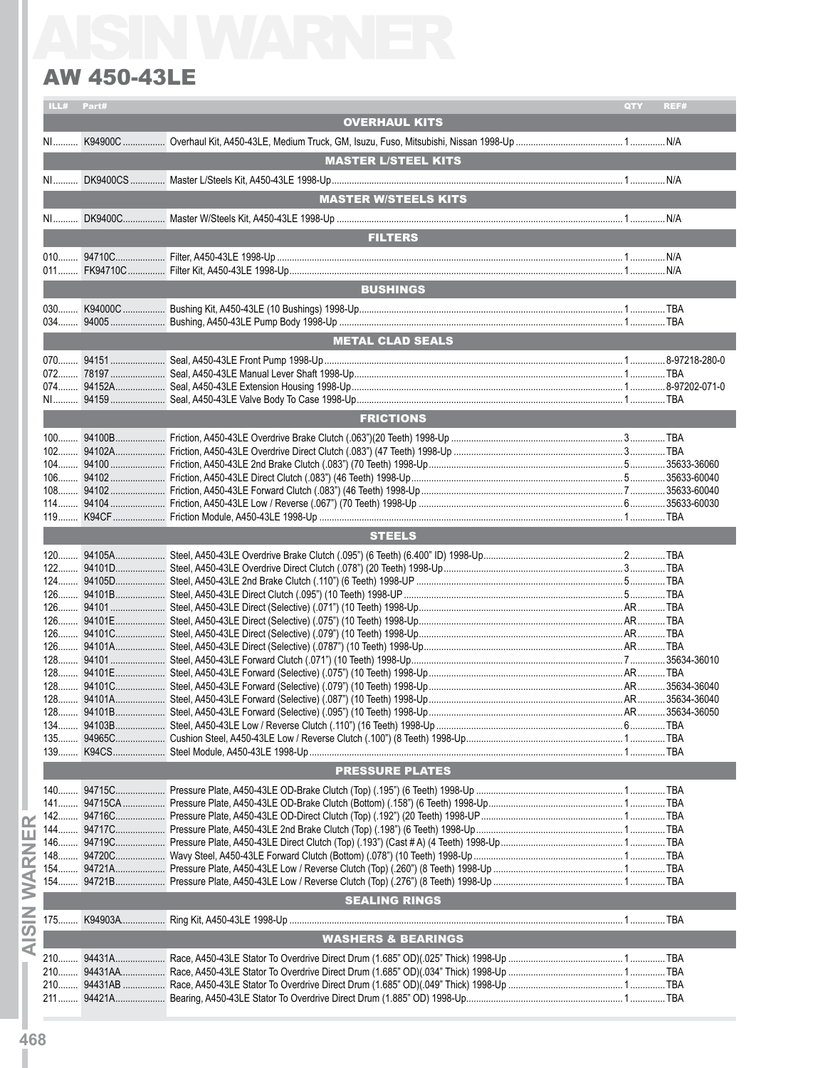# AISIN WARNER

## AW 450-43LE

| ILL# | Part# | Description | QTY | REF# |
|---|---|---|---|---|
| | | **OVERHAUL KITS** | | |
| NI | K94900C | Overhaul Kit, A450-43LE, Medium Truck, GM, Isuzu, Fuso, Mitsubishi, Nissan 1998-Up | 1 | N/A |
| | | **MASTER L/STEEL KITS** | | |
| NI | DK9400CS | Master L/Steels Kit, A450-43LE 1998-Up | 1 | N/A |
| | | **MASTER W/STEELS KITS** | | |
| NI | DK9400C | Master W/Steels Kit, A450-43LE 1998-Up | 1 | N/A |
| | | **FILTERS** | | |
| 010 | 94710C | Filter, A450-43LE 1998-Up | 1 | N/A |
| 011 | FK94710C | Filter Kit, A450-43LE 1998-Up | 1 | N/A |
| | | **BUSHINGS** | | |
| 030 | K94000C | Bushing Kit, A450-43LE (10 Bushings) 1998-Up | 1 | TBA |
| 034 | 94005 | Bushing, A450-43LE Pump Body 1998-Up | 1 | TBA |
| | | **METAL CLAD SEALS** | | |
| 070 | 94151 | Seal, A450-43LE Front Pump 1998-Up | 1 | 8-97218-280-0 |
| 072 | 78197 | Seal, A450-43LE Manual Lever Shaft 1998-Up | 1 | TBA |
| 074 | 94152A | Seal, A450-43LE Extension Housing 1998-Up | 1 | 8-97202-071-0 |
| NI | 94159 | Seal, A450-43LE Valve Body To Case 1998-Up | 1 | TBA |
| | | **FRICTIONS** | | |
| 100 | 94100B | Friction, A450-43LE Overdrive Brake Clutch (.063")(20 Teeth) 1998-Up | 3 | TBA |
| 102 | 94102A | Friction, A450-43LE Overdrive Direct Clutch (.083") (47 Teeth) 1998-Up | 3 | TBA |
| 104 | 94100 | Friction, A450-43LE 2nd Brake Clutch (.083") (70 Teeth) 1998-Up | 5 | 35633-36060 |
| 106 | 94102 | Friction, A450-43LE Direct Clutch (.083") (46 Teeth) 1998-Up | 5 | 35633-60040 |
| 108 | 94102 | Friction, A450-43LE Forward Clutch (.083") (46 Teeth) 1998-Up | 7 | 35633-60040 |
| 114 | 94104 | Friction, A450-43LE Low / Reverse (.067") (70 Teeth) 1998-Up | 6 | 35633-60030 |
| 119 | K94CF | Friction Module, A450-43LE 1998-Up | 1 | TBA |
| | | **STEELS** | | |
| 120 | 94105A | Steel, A450-43LE Overdrive Brake Clutch (.095") (6 Teeth) (6.400" ID) 1998-Up | 2 | TBA |
| 122 | 94101D | Steel, A450-43LE Overdrive Direct Clutch (.078") (20 Teeth) 1998-Up | 3 | TBA |
| 124 | 94105D | Steel, A450-43LE 2nd Brake Clutch (.110") (6 Teeth) 1998-UP | 5 | TBA |
| 126 | 94101B | Steel, A450-43LE Direct Clutch (.095") (10 Teeth) 1998-UP | 5 | TBA |
| 126 | 94101 | Steel, A450-43LE Direct (Selective) (.071") (10 Teeth) 1998-Up | AR | TBA |
| 126 | 94101E | Steel, A450-43LE Direct (Selective) (.075") (10 Teeth) 1998-Up | AR | TBA |
| 126 | 94101C | Steel, A450-43LE Direct (Selective) (.079") (10 Teeth) 1998-Up | AR | TBA |
| 126 | 94101A | Steel, A450-43LE Direct (Selective) (.0787") (10 Teeth) 1998-Up | AR | TBA |
| 128 | 94101 | Steel, A450-43LE Forward Clutch (.071") (10 Teeth) 1998-Up | 7 | 35634-36010 |
| 128 | 94101E | Steel, A450-43LE Forward (Selective) (.075") (10 Teeth) 1998-Up | AR | TBA |
| 128 | 94101C | Steel, A450-43LE Forward (Selective) (.079") (10 Teeth) 1998-Up | AR | 35634-36040 |
| 128 | 94101A | Steel, A450-43LE Forward (Selective) (.087") (10 Teeth) 1998-Up | AR | 35634-36040 |
| 128 | 94101B | Steel, A450-43LE Forward (Selective) (.095") (10 Teeth) 1998-Up | AR | 35634-36050 |
| 134 | 94103B | Steel, A450-43LE Low / Reverse Clutch (.110") (16 Teeth) 1998-Up | 6 | TBA |
| 135 | 94965C | Cushion Steel, A450-43LE Low / Reverse Clutch (.100") (8 Teeth) 1998-Up | 1 | TBA |
| 139 | K94CS | Steel Module, A450-43LE 1998-Up | 1 | TBA |
| | | **PRESSURE PLATES** | | |
| 140 | 94715C | Pressure Plate, A450-43LE OD-Brake Clutch (Top) (.195") (6 Teeth) 1998-Up | 1 | TBA |
| 141 | 94715CA | Pressure Plate, A450-43LE OD-Brake Clutch (Bottom) (.158") (6 Teeth) 1998-Up | 1 | TBA |
| 142 | 94716C | Pressure Plate, A450-43LE OD-Direct Clutch (Top) (.192") (20 Teeth) 1998-UP | 1 | TBA |
| 144 | 94717C | Pressure Plate, A450-43LE 2nd Brake Clutch (Top) (.198") (6 Teeth) 1998-Up | 1 | TBA |
| 146 | 94719C | Pressure Plate, A450-43LE Direct Clutch (Top) (.193") (Cast # A) (4 Teeth) 1998-Up | 1 | TBA |
| 148 | 94720C | Wavy Steel, A450-43LE Forward Clutch (Bottom) (.078") (10 Teeth) 1998-Up | 1 | TBA |
| 154 | 94721A | Pressure Plate, A450-43LE Low / Reverse Clutch (Top) (.260") (8 Teeth) 1998-Up | 1 | TBA |
| 154 | 94721B | Pressure Plate, A450-43LE Low / Reverse Clutch (Top) (.276") (8 Teeth) 1998-Up | 1 | TBA |
| | | **SEALING RINGS** | | |
| 175 | K94903A | Ring Kit, A450-43LE 1998-Up | 1 | TBA |
| | | **WASHERS & BEARINGS** | | |
| 210 | 94431A | Race, A450-43LE Stator To Overdrive Direct Drum (1.685" OD)(.025" Thick) 1998-Up | 1 | TBA |
| 210 | 94431AA | Race, A450-43LE Stator To Overdrive Direct Drum (1.685" OD)(.034" Thick) 1998-Up | 1 | TBA |
| 210 | 94431AB | Race, A450-43LE Stator To Overdrive Direct Drum (1.685" OD)(.049" Thick) 1998-Up | 1 | TBA |
| 211 | 94421A | Bearing, A450-43LE Stator To Overdrive Direct Drum (1.885" OD) 1998-Up | 1 | TBA |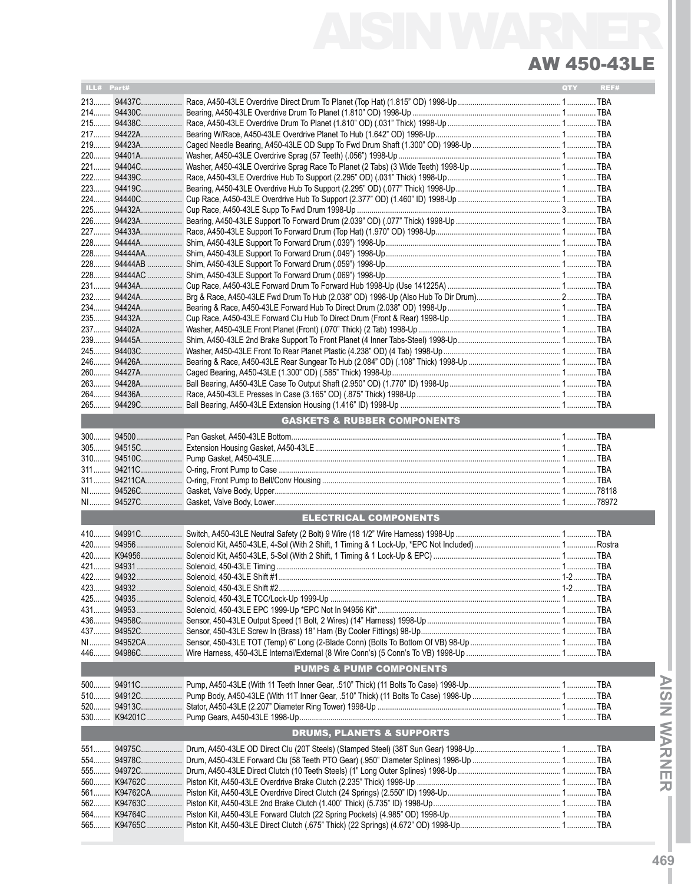# AISIN WARNER

## AW 450-43LE

| ILL# | Part# | | QTY | REF# |
|---|---|---|---|---|
| 213 | 94437C | Race, A450-43LE Overdrive Direct Drum To Planet (Top Hat) (1.815" OD) 1998-Up | 1 | TBA |
| 214 | 94430C | Bearing, A450-43LE Overdrive Drum To Planet (1.810" OD) 1998-Up | 1 | TBA |
| 215 | 94438C | Race, A450-43LE Overdrive Drum To Planet (1.810" OD) (.031" Thick) 1998-Up | 1 | TBA |
| 217 | 94422A | Bearing W/Race, A450-43LE Overdrive Planet To Hub (1.642" OD) 1998-Up | 1 | TBA |
| 219 | 94423A | Caged Needle Bearing, A450-43LE OD Supp To Fwd Drum Shaft (1.300" OD) 1998-Up | 1 | TBA |
| 220 | 94401A | Washer, A450-43LE Overdrive Sprag (57 Teeth) (.056") 1998-Up | 1 | TBA |
| 221 | 94404C | Washer, A450-43LE Overdrive Sprag Race To Planet (2 Tabs) (3 Wide Teeth) 1998-Up | 1 | TBA |
| 222 | 94439C | Race, A450-43LE Overdrive Hub To Support (2.295" OD) (.031" Thick) 1998-Up | 1 | TBA |
| 223 | 94419C | Bearing, A450-43LE Overdrive Hub To Support (2.295" OD) (.077" Thick) 1998-Up | 1 | TBA |
| 224 | 94440C | Cup Race, A450-43LE Overdrive Hub To Support (2.377" OD) (1.460" ID) 1998-Up | 1 | TBA |
| 225 | 94432A | Cup Race, A450-43LE Supp To Fwd Drum 1998-Up | 3 | TBA |
| 226 | 94423A | Bearing, A450-43LE Support To Forward Drum (2.039" OD) (.077" Thick) 1998-Up | 1 | TBA |
| 227 | 94433A | Race, A450-43LE Support To Forward Drum (Top Hat) (1.970" OD) 1998-Up | 1 | TBA |
| 228 | 94444A | Shim, A450-43LE Support To Forward Drum (.039") 1998-Up | 1 | TBA |
| 228 | 94444AA | Shim, A450-43LE Support To Forward Drum (.049") 1998-Up | 1 | TBA |
| 228 | 94444AB | Shim, A450-43LE Support To Forward Drum (.059") 1998-Up | 1 | TBA |
| 228 | 94444AC | Shim, A450-43LE Support To Forward Drum (.069") 1998-Up | 1 | TBA |
| 231 | 94434A | Cup Race, A450-43LE Forward Drum To Forward Hub 1998-Up (Use 141225A) | 1 | TBA |
| 232 | 94424A | Brg & Race, A450-43LE Fwd Drum To Hub (2.038" OD) 1998-Up (Also Hub To Dir Drum) | 2 | TBA |
| 234 | 94424A | Bearing & Race, A450-43LE Forward Hub To Direct Drum (2.038" OD) 1998-Up | 1 | TBA |
| 235 | 94432A | Cup Race, A450-43LE Forward Clu Hub To Direct Drum (Front & Rear) 1998-Up | 1 | TBA |
| 237 | 94402A | Washer, A450-43LE Front Planet (Front) (.070" Thick) (2 Tab) 1998-Up | 1 | TBA |
| 239 | 94445A | Shim, A450-43LE 2nd Brake Support To Front Planet (4 Inner Tabs-Steel) 1998-Up | 1 | TBA |
| 245 | 94403C | Washer, A450-43LE Front To Rear Planet Plastic (4.238" OD) (4 Tab) 1998-Up | 1 | TBA |
| 246 | 94426A | Bearing & Race, A450-43LE Rear Sungear To Hub (2.084" OD) (.108" Thick) 1998-Up | 1 | TBA |
| 260 | 94427A | Caged Bearing, A450-43LE (1.300" OD) (.585" Thick) 1998-Up | 1 | TBA |
| 263 | 94428A | Ball Bearing, A450-43LE Case To Output Shaft (2.950" OD) (1.770" ID) 1998-Up | 1 | TBA |
| 264 | 94436A | Race, A450-43LE Presses In Case (3.165" OD) (.875" Thick) 1998-Up | 1 | TBA |
| 265 | 94429C | Ball Bearing, A450-43LE Extension Housing (1.416" ID) 1998-Up | 1 | TBA |
| | | **GASKETS & RUBBER COMPONENTS** | | |
| 300 | 94500 | Pan Gasket, A450-43LE Bottom | 1 | TBA |
| 305 | 94515C | Extension Housing Gasket, A450-43LE | 1 | TBA |
| 310 | 94510C | Pump Gasket, A450-43LE | 1 | TBA |
| 311 | 94211C | O-ring, Front Pump to Case | 1 | TBA |
| 311 | 94211CA | O-ring, Front Pump to Bell/Conv Housing | 1 | TBA |
| NI | 94526C | Gasket, Valve Body, Upper | 1 | 78118 |
| NI | 94527C | Gasket, Valve Body, Lower | 1 | 78972 |
| | | **ELECTRICAL COMPONENTS** | | |
| 410 | 94991C | Switch, A450-43LE Neutral Safety (2 Bolt) 9 Wire (18 1/2" Wire Harness) 1998-Up | 1 | TBA |
| 420 | 94956 | Solenoid Kit, A450-43LE, 4-Sol (With 2 Shift, 1 Timing & 1 Lock-Up, *EPC Not Included) | 1 | Rostra |
| 420 | K94956 | Solenoid Kit, A450-43LE, 5-Sol (With 2 Shift, 1 Timing & 1 Lock-Up & EPC) | 1 | TBA |
| 421 | 94931 | Solenoid, 450-43LE Timing | 1 | TBA |
| 422 | 94932 | Solenoid, 450-43LE Shift #1 | 1-2 | TBA |
| 423 | 94932 | Solenoid, 450-43LE Shift #2 | 1-2 | TBA |
| 425 | 94935 | Solenoid, 450-43LE TCC/Lock-Up 1999-Up | 1 | TBA |
| 431 | 94953 | Solenoid, 450-43LE EPC 1999-Up *EPC Not In 94956 Kit* | 1 | TBA |
| 436 | 94958C | Sensor, 450-43LE Output Speed (1 Bolt, 2 Wires) (14" Harness) 1998-Up | 1 | TBA |
| 437 | 94952C | Sensor, 450-43LE Screw In (Brass) 18" Harn (By Cooler Fittings) 98-Up | 1 | TBA |
| NI | 94952CA | Sensor, 450-43LE TOT (Temp) 6" Long (2-Blade Conn) (Bolts To Bottom Of VB) 98-Up | 1 | TBA |
| 446 | 94986C | Wire Harness, 450-43LE Internal/External (8 Wire Conn's) (5 Conn's To VB) 1998-Up | 1 | TBA |
| | | **PUMPS & PUMP COMPONENTS** | | |
| 500 | 94911C | Pump, A450-43LE (With 11 Teeth Inner Gear, .510" Thick) (11 Bolts To Case) 1998-Up | 1 | TBA |
| 510 | 94912C | Pump Body, A450-43LE (With 11T Inner Gear, .510" Thick) (11 Bolts To Case) 1998-Up | 1 | TBA |
| 520 | 94913C | Stator, A450-43LE (2.207" Diameter Ring Tower) 1998-Up | 1 | TBA |
| 530 | K94201C | Pump Gears, A450-43LE 1998-Up | 1 | TBA |
| | | **DRUMS, PLANETS & SUPPORTS** | | |
| 551 | 94975C | Drum, A450-43LE OD Direct Clu (20T Steels) (Stamped Steel) (38T Sun Gear) 1998-Up | 1 | TBA |
| 554 | 94978C | Drum, A450-43LE Forward Clu (58 Teeth PTO Gear) (.950" Diameter Splines) 1998-Up | 1 | TBA |
| 555 | 94972C | Drum, A450-43LE Direct Clutch (10 Teeth Steels) (1" Long Outer Splines) 1998-Up | 1 | TBA |
| 560 | K94762C | Piston Kit, A450-43LE Overdrive Brake Clutch (2.235" Thick) 1998-Up | 1 | TBA |
| 561 | K94762CA | Piston Kit, A450-43LE Overdrive Direct Clutch (24 Springs) (2.550" ID) 1998-Up | 1 | TBA |
| 562 | K94763C | Piston Kit, A450-43LE 2nd Brake Clutch (1.400" Thick) (5.735" ID) 1998-Up | 1 | TBA |
| 564 | K94764C | Piston Kit, A450-43LE Forward Clutch (22 Spring Pockets) (4.985" OD) 1998-Up | 1 | TBA |
| 565 | K94765C | Piston Kit, A450-43LE Direct Clutch (.675" Thick) (22 Springs) (4.672" OD) 1998-Up | 1 | TBA |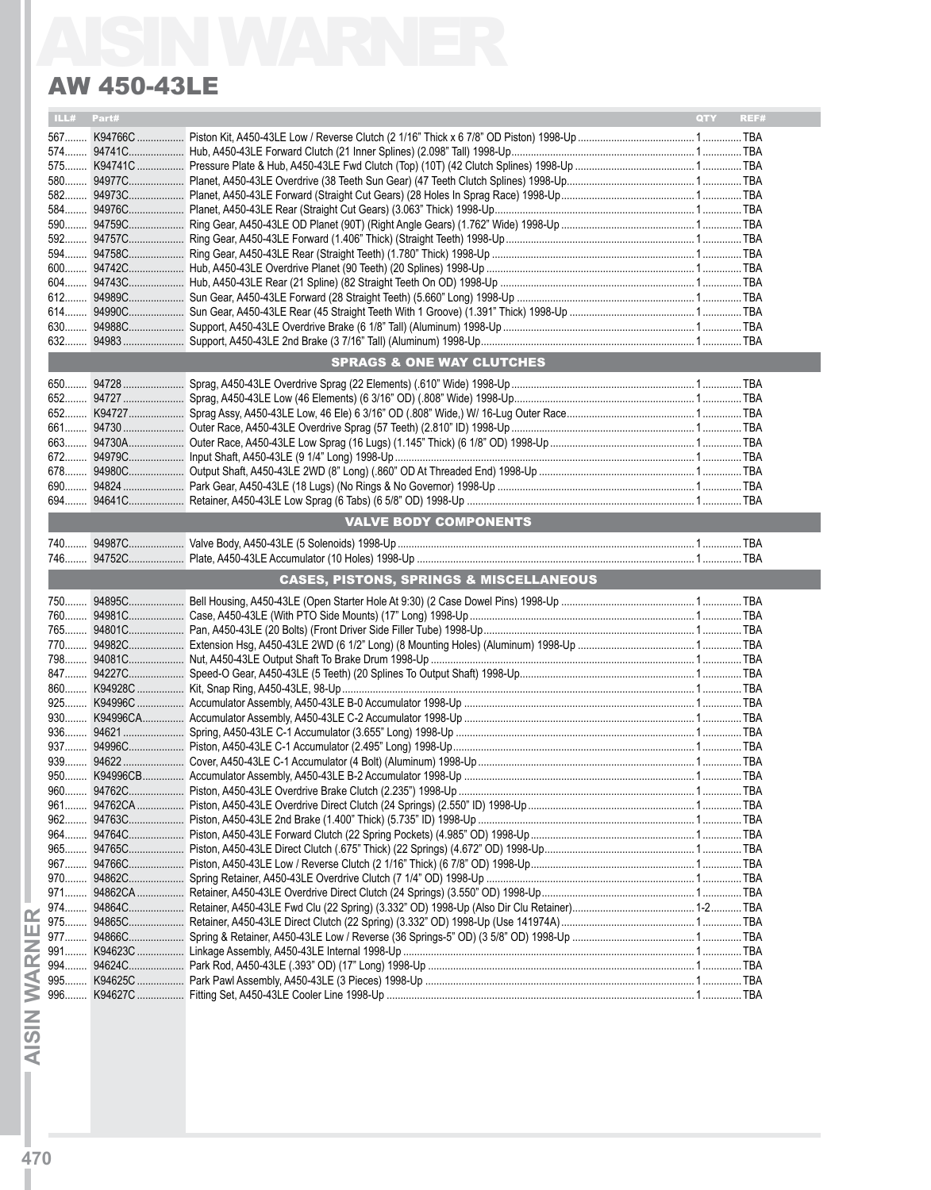## AW 450-43LE

| ILL# | Part# | | QTY | REF# |
|---|---|---|---|---|
| 567 | K94766C | Piston Kit, A450-43LE Low / Reverse Clutch (2 1/16" Thick x 6 7/8" OD Piston) 1998-Up | 1 | TBA |
| 574 | 94741C | Hub, A450-43LE Forward Clutch (21 Inner Splines) 2.098" Tall) 1998-Up | 1 | TBA |
| 575 | K94741C | Pressure Plate & Hub, A450-43LE Fwd Clutch (Top) (10T) (42 Clutch Splines) 1998-Up | 1 | TBA |
| 580 | 94977C | Planet, A450-43LE Overdrive (38 Teeth Sun Gear) (47 Teeth Clutch Splines) 1998-Up | 1 | TBA |
| 582 | 94973C | Planet, A450-43LE Forward (Straight Cut Gears) (28 Holes In Sprag Race) 1998-Up | 1 | TBA |
| 584 | 94976C | Planet, A450-43LE Rear (Straight Cut Gears) (3.063" Thick) 1998-Up | 1 | TBA |
| 590 | 94759C | Ring Gear, A450-43LE OD Planet (90T) (Right Angle Gears) (1.762" Wide) 1998-Up | 1 | TBA |
| 592 | 94757C | Ring Gear, A450-43LE Forward (1.406" Thick) (Straight Teeth) 1998-Up | 1 | TBA |
| 594 | 94758C | Ring Gear, A450-43LE Rear (Straight Teeth) (1.780" Thick) 1998-Up | 1 | TBA |
| 600 | 94742C | Hub, A450-43LE Overdrive Planet (90 Teeth) (20 Splines) 1998-Up | 1 | TBA |
| 604 | 94743C | Hub, A450-43LE Rear (21 Spline) (82 Straight Teeth On OD) 1998-Up | 1 | TBA |
| 612 | 94989C | Sun Gear, A450-43LE Forward (28 Straight Teeth) (5.660" Long) 1998-Up | 1 | TBA |
| 614 | 94990C | Sun Gear, A450-43LE Rear (45 Straight Teeth With 1 Groove) (1.391" Thick) 1998-Up | 1 | TBA |
| 630 | 94988C | Support, A450-43LE Overdrive Brake (6 1/8" Tall) (Aluminum) 1998-Up | 1 | TBA |
| 632 | 94983 | Support, A450-43LE 2nd Brake (3 7/16" Tall) (Aluminum) 1998-Up | 1 | TBA |
| | | **SPRAGS & ONE WAY CLUTCHES** | | |
| 650 | 94728 | Sprag, A450-43LE Overdrive Sprag (22 Elements) (.610" Wide) 1998-Up | 1 | TBA |
| 652 | 94727 | Sprag, A450-43LE Low (46 Elements) (6 3/16" OD) (.808" Wide) 1998-Up | 1 | TBA |
| 652 | K94727 | Sprag Assy, A450-43LE Low, 46 Ele) 6 3/16" OD (.808" Wide,) W/ 16-Lug Outer Race | 1 | TBA |
| 661 | 94730 | Outer Race, A450-43LE Overdrive Sprag (57 Teeth) (2.810" ID) 1998-Up | 1 | TBA |
| 663 | 94730A | Outer Race, A450-43LE Low Sprag (16 Lugs) (1.145" Thick) (6 1/8" OD) 1998-Up | 1 | TBA |
| 672 | 94979C | Input Shaft, A450-43LE (9 1/4" Long) 1998-Up | 1 | TBA |
| 678 | 94980C | Output Shaft, A450-43LE 2WD (8" Long) (.860" OD At Threaded End) 1998-Up | 1 | TBA |
| 690 | 94824 | Park Gear, A450-43LE (18 Lugs) (No Rings & No Governor) 1998-Up | 1 | TBA |
| 694 | 94641C | Retainer, A450-43LE Low Sprag (6 Tabs) (6 5/8" OD) 1998-Up | 1 | TBA |
| | | **VALVE BODY COMPONENTS** | | |
| 740 | 94987C | Valve Body, A450-43LE (5 Solenoids) 1998-Up | 1 | TBA |
| 746 | 94752C | Plate, A450-43LE Accumulator (10 Holes) 1998-Up | 1 | TBA |
| | | **CASES, PISTONS, SPRINGS & MISCELLANEOUS** | | |
| 750 | 94895C | Bell Housing, A450-43LE (Open Starter Hole At 9:30) (2 Case Dowel Pins) 1998-Up | 1 | TBA |
| 760 | 94981C | Case, A450-43LE (With PTO Side Mounts) (17" Long) 1998-Up | 1 | TBA |
| 765 | 94801C | Pan, A450-43LE (20 Bolts) (Front Driver Side Filler Tube) 1998-Up | 1 | TBA |
| 770 | 94982C | Extension Hsg, A450-43LE 2WD (6 1/2" Long) (8 Mounting Holes) (Aluminum) 1998-Up | 1 | TBA |
| 798 | 94081C | Nut, A450-43LE Output Shaft To Brake Drum 1998-Up | 1 | TBA |
| 847 | 94227C | Speed-O Gear, A450-43LE (5 Teeth) (20 Splines To Output Shaft) 1998-Up | 1 | TBA |
| 860 | K94928C | Kit, Snap Ring, A450-43LE, 98-Up | 1 | TBA |
| 925 | K94996C | Accumulator Assembly, A450-43LE B-0 Accumulator 1998-Up | 1 | TBA |
| 930 | K94996CA | Accumulator Assembly, A450-43LE C-2 Accumulator 1998-Up | 1 | TBA |
| 936 | 94621 | Spring, A450-43LE C-1 Accumulator (3.655" Long) 1998-Up | 1 | TBA |
| 937 | 94996C | Piston, A450-43LE C-1 Accumulator (2.495" Long) 1998-Up | 1 | TBA |
| 939 | 94622 | Cover, A450-43LE C-1 Accumulator (4 Bolt) (Aluminum) 1998-Up | 1 | TBA |
| 950 | K94996CB | Accumulator Assembly, A450-43LE B-2 Accumulator 1998-Up | 1 | TBA |
| 960 | 94762C | Piston, A450-43LE Overdrive Brake Clutch (2.235") 1998-Up | 1 | TBA |
| 961 | 94762CA | Piston, A450-43LE Overdrive Direct Clutch (24 Springs) (2.550" ID) 1998-Up | 1 | TBA |
| 962 | 94763C | Piston, A450-43LE 2nd Brake (1.400" Thick) (5.735" ID) 1998-Up | 1 | TBA |
| 964 | 94764C | Piston, A450-43LE Forward Clutch (22 Spring Pockets) (4.985" OD) 1998-Up | 1 | TBA |
| 965 | 94765C | Piston, A450-43LE Direct Clutch (.675" Thick) (22 Springs) (4.672" OD) 1998-Up | 1 | TBA |
| 967 | 94766C | Piston, A450-43LE Low / Reverse Clutch (2 1/16" Thick) (6 7/8" OD) 1998-Up | 1 | TBA |
| 970 | 94862C | Spring Retainer, A450-43LE Overdrive Clutch (7 1/4" OD) 1998-Up | 1 | TBA |
| 971 | 94862CA | Retainer, A450-43LE Overdrive Direct Clutch (24 Springs) (3.550" OD) 1998-Up | 1 | TBA |
| 974 | 94864C | Retainer, A450-43LE Fwd Clu (22 Spring) (3.332" OD) 1998-Up (Also Dir Clu Retainer) | 1-2 | TBA |
| 975 | 94865C | Retainer, A450-43LE Direct Clutch (22 Spring) (3.332" OD) 1998-Up (Use 141974A) | 1 | TBA |
| 977 | 94866C | Spring & Retainer, A450-43LE Low / Reverse (36 Springs-5" OD) (3 5/8" OD) 1998-Up | 1 | TBA |
| 991 | K94623C | Linkage Assembly, A450-43LE Internal 1998-Up | 1 | TBA |
| 994 | 94624C | Park Rod, A450-43LE (.393" OD) (17" Long) 1998-Up | 1 | TBA |
| 995 | K94625C | Park Pawl Assembly, A450-43LE (3 Pieces) 1998-Up | 1 | TBA |
| 996 | K94627C | Fitting Set, A450-43LE Cooler Line 1998-Up | 1 | TBA |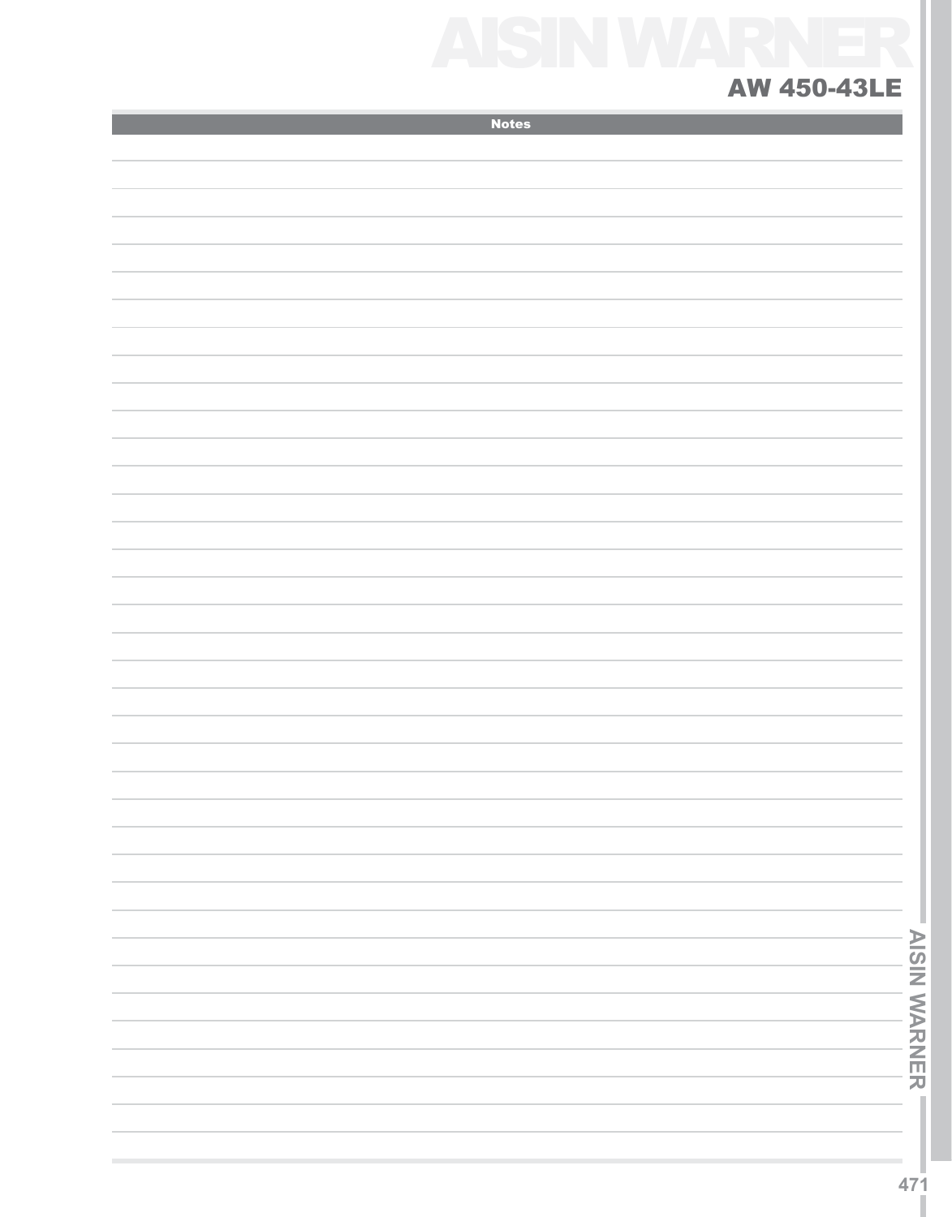## Notes